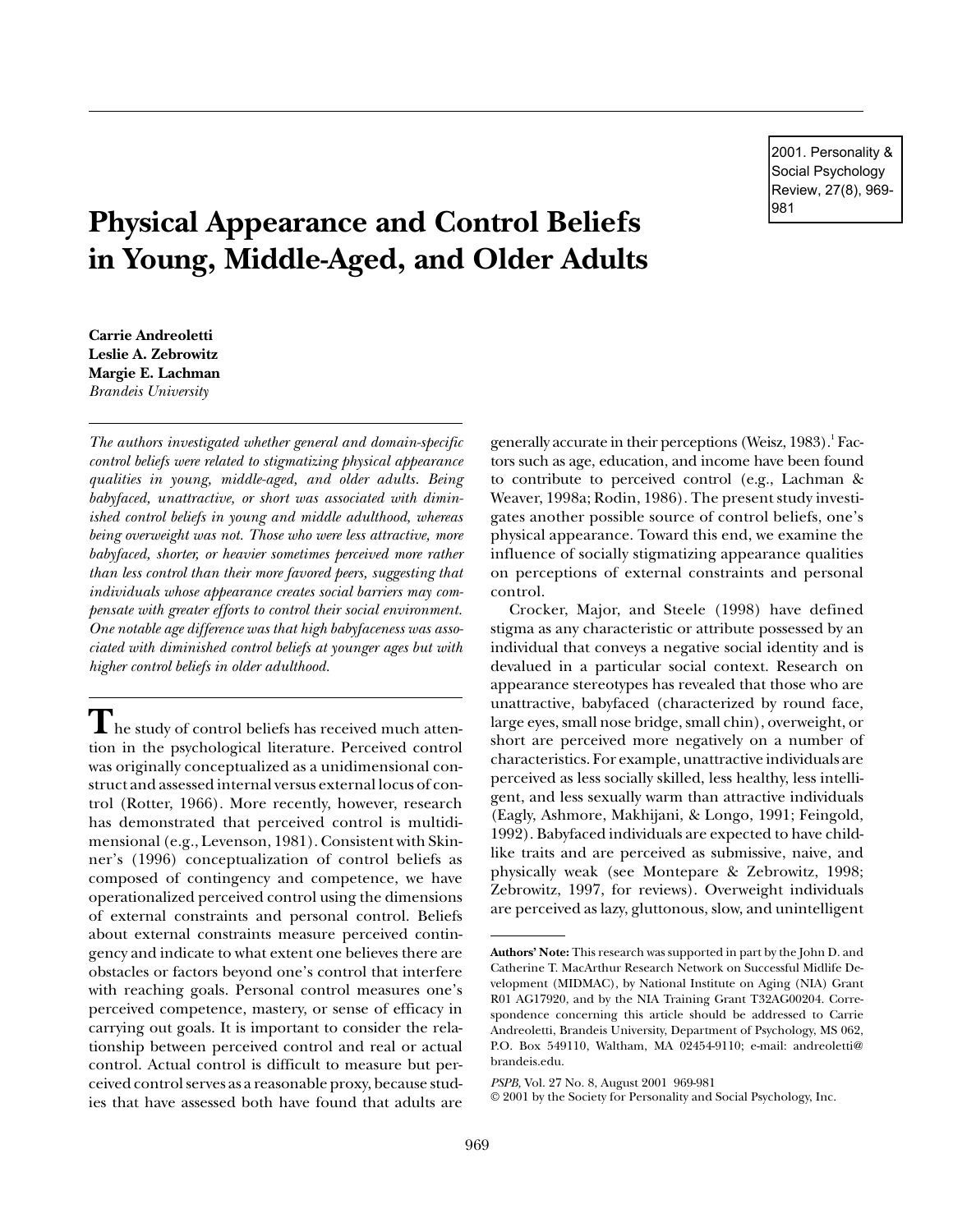2001. Personality & Social Psychology Review, 27(8), 969-981

# Physical Appearance and Control Beliefs in Young, Middle-Aged, and Older Adults

**Carrie Andreoletti**
**Leslie A. Zebrowitz**
**Margie E. Lachman**
*Brandeis University*

*The authors investigated whether general and domain-specific control beliefs were related to stigmatizing physical appearance qualities in young, middle-aged, and older adults. Being babyfaced, unattractive, or short was associated with diminished control beliefs in young and middle adulthood, whereas being overweight was not. Those who were less attractive, more babyfaced, shorter, or heavier sometimes perceived more rather than less control than their more favored peers, suggesting that individuals whose appearance creates social barriers may compensate with greater efforts to control their social environment. One notable age difference was that high babyfaceness was associated with diminished control beliefs at younger ages but with higher control beliefs in older adulthood.*

The study of control beliefs has received much attention in the psychological literature. Perceived control was originally conceptualized as a unidimensional construct and assessed internal versus external locus of control (Rotter, 1966). More recently, however, research has demonstrated that perceived control is multidimensional (e.g., Levenson, 1981). Consistent with Skinner's (1996) conceptualization of control beliefs as composed of contingency and competence, we have operationalized perceived control using the dimensions of external constraints and personal control. Beliefs about external constraints measure perceived contingency and indicate to what extent one believes there are obstacles or factors beyond one's control that interfere with reaching goals. Personal control measures one's perceived competence, mastery, or sense of efficacy in carrying out goals. It is important to consider the relationship between perceived control and real or actual control. Actual control is difficult to measure but perceived control serves as a reasonable proxy, because studies that have assessed both have found that adults are generally accurate in their perceptions (Weisz, 1983).[1] Factors such as age, education, and income have been found to contribute to perceived control (e.g., Lachman & Weaver, 1998a; Rodin, 1986). The present study investigates another possible source of control beliefs, one's physical appearance. Toward this end, we examine the influence of socially stigmatizing appearance qualities on perceptions of external constraints and personal control.

Crocker, Major, and Steele (1998) have defined stigma as any characteristic or attribute possessed by an individual that conveys a negative social identity and is devalued in a particular social context. Research on appearance stereotypes has revealed that those who are unattractive, babyfaced (characterized by round face, large eyes, small nose bridge, small chin), overweight, or short are perceived more negatively on a number of characteristics. For example, unattractive individuals are perceived as less socially skilled, less healthy, less intelligent, and less sexually warm than attractive individuals (Eagly, Ashmore, Makhijani, & Longo, 1991; Feingold, 1992). Babyfaced individuals are expected to have childlike traits and are perceived as submissive, naive, and physically weak (see Montepare & Zebrowitz, 1998; Zebrowitz, 1997, for reviews). Overweight individuals are perceived as lazy, gluttonous, slow, and unintelligent

---

**Authors' Note:** This research was supported in part by the John D. and Catherine T. MacArthur Research Network on Successful Midlife Development (MIDMAC), by National Institute on Aging (NIA) Grant R01 AG17920, and by the NIA Training Grant T32AG00204. Correspondence concerning this article should be addressed to Carrie Andreoletti, Brandeis University, Department of Psychology, MS 062, P.O. Box 549110, Waltham, MA 02454-9110; e-mail: andreoletti@brandeis.edu.

*PSPB,* Vol. 27 No. 8, August 2001 969-981
© 2001 by the Society for Personality and Social Psychology, Inc.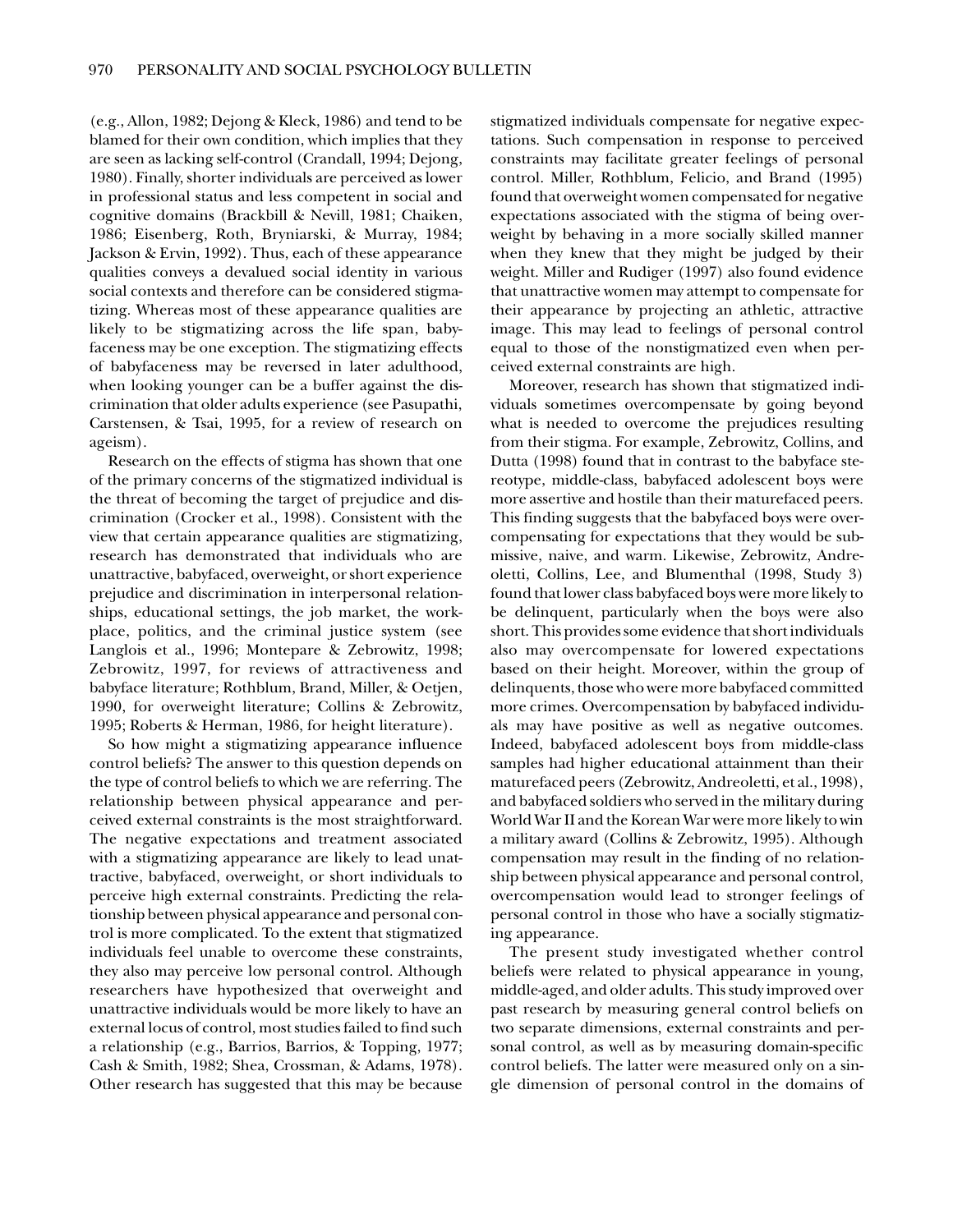(e.g., Allon, 1982; Dejong & Kleck, 1986) and tend to be blamed for their own condition, which implies that they are seen as lacking self-control (Crandall, 1994; Dejong, 1980). Finally, shorter individuals are perceived as lower in professional status and less competent in social and cognitive domains (Brackbill & Nevill, 1981; Chaiken, 1986; Eisenberg, Roth, Bryniarski, & Murray, 1984; Jackson & Ervin, 1992). Thus, each of these appearance qualities conveys a devalued social identity in various social contexts and therefore can be considered stigmatizing. Whereas most of these appearance qualities are likely to be stigmatizing across the life span, babyfaceness may be one exception. The stigmatizing effects of babyfaceness may be reversed in later adulthood, when looking younger can be a buffer against the discrimination that older adults experience (see Pasupathi, Carstensen, & Tsai, 1995, for a review of research on ageism).

Research on the effects of stigma has shown that one of the primary concerns of the stigmatized individual is the threat of becoming the target of prejudice and discrimination (Crocker et al., 1998). Consistent with the view that certain appearance qualities are stigmatizing, research has demonstrated that individuals who are unattractive, babyfaced, overweight, or short experience prejudice and discrimination in interpersonal relationships, educational settings, the job market, the workplace, politics, and the criminal justice system (see Langlois et al., 1996; Montepare & Zebrowitz, 1998; Zebrowitz, 1997, for reviews of attractiveness and babyface literature; Rothblum, Brand, Miller, & Oetjen, 1990, for overweight literature; Collins & Zebrowitz, 1995; Roberts & Herman, 1986, for height literature).

So how might a stigmatizing appearance influence control beliefs? The answer to this question depends on the type of control beliefs to which we are referring. The relationship between physical appearance and perceived external constraints is the most straightforward. The negative expectations and treatment associated with a stigmatizing appearance are likely to lead unattractive, babyfaced, overweight, or short individuals to perceive high external constraints. Predicting the relationship between physical appearance and personal control is more complicated. To the extent that stigmatized individuals feel unable to overcome these constraints, they also may perceive low personal control. Although researchers have hypothesized that overweight and unattractive individuals would be more likely to have an external locus of control, most studies failed to find such a relationship (e.g., Barrios, Barrios, & Topping, 1977; Cash & Smith, 1982; Shea, Crossman, & Adams, 1978). Other research has suggested that this may be because stigmatized individuals compensate for negative expectations. Such compensation in response to perceived constraints may facilitate greater feelings of personal control. Miller, Rothblum, Felicio, and Brand (1995) found that overweight women compensated for negative expectations associated with the stigma of being overweight by behaving in a more socially skilled manner when they knew that they might be judged by their weight. Miller and Rudiger (1997) also found evidence that unattractive women may attempt to compensate for their appearance by projecting an athletic, attractive image. This may lead to feelings of personal control equal to those of the nonstigmatized even when perceived external constraints are high.

Moreover, research has shown that stigmatized individuals sometimes overcompensate by going beyond what is needed to overcome the prejudices resulting from their stigma. For example, Zebrowitz, Collins, and Dutta (1998) found that in contrast to the babyface stereotype, middle-class, babyfaced adolescent boys were more assertive and hostile than their maturefaced peers. This finding suggests that the babyfaced boys were overcompensating for expectations that they would be submissive, naive, and warm. Likewise, Zebrowitz, Andreoletti, Collins, Lee, and Blumenthal (1998, Study 3) found that lower class babyfaced boys were more likely to be delinquent, particularly when the boys were also short. This provides some evidence that short individuals also may overcompensate for lowered expectations based on their height. Moreover, within the group of delinquents, those who were more babyfaced committed more crimes. Overcompensation by babyfaced individuals may have positive as well as negative outcomes. Indeed, babyfaced adolescent boys from middle-class samples had higher educational attainment than their maturefaced peers (Zebrowitz, Andreoletti, et al., 1998), and babyfaced soldiers who served in the military during World War II and the Korean War were more likely to win a military award (Collins & Zebrowitz, 1995). Although compensation may result in the finding of no relationship between physical appearance and personal control, overcompensation would lead to stronger feelings of personal control in those who have a socially stigmatizing appearance.

The present study investigated whether control beliefs were related to physical appearance in young, middle-aged, and older adults. This study improved over past research by measuring general control beliefs on two separate dimensions, external constraints and personal control, as well as by measuring domain-specific control beliefs. The latter were measured only on a single dimension of personal control in the domains of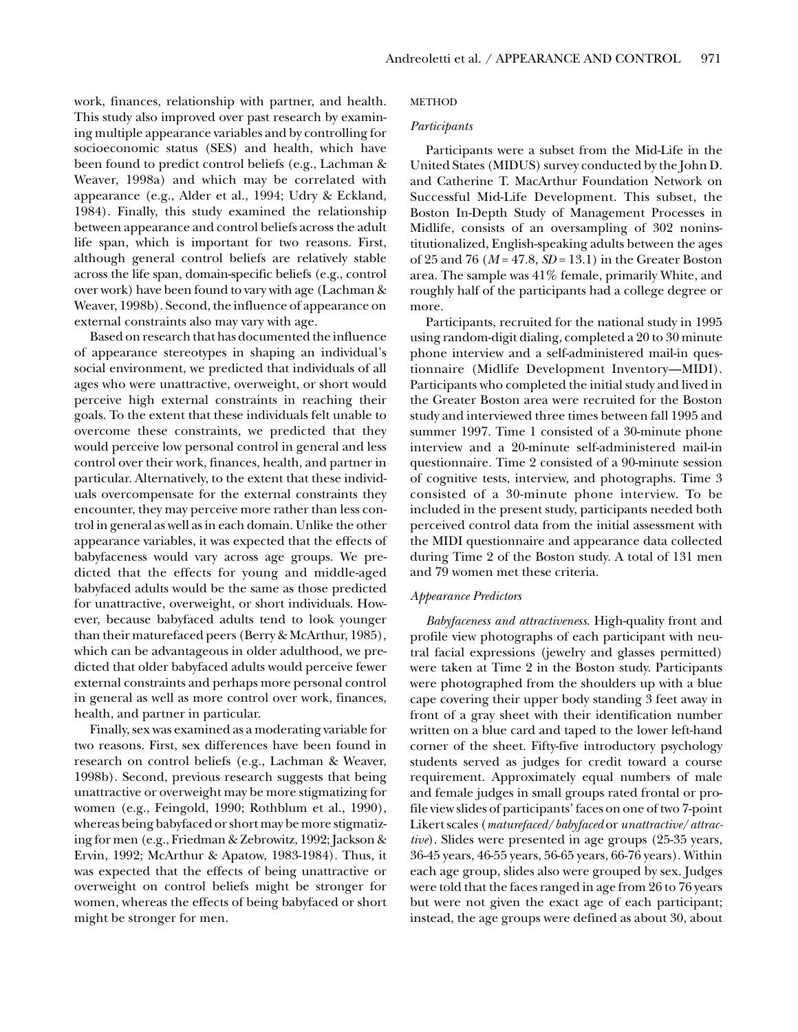work, finances, relationship with partner, and health. This study also improved over past research by examining multiple appearance variables and by controlling for socioeconomic status (SES) and health, which have been found to predict control beliefs (e.g., Lachman & Weaver, 1998a) and which may be correlated with appearance (e.g., Alder et al., 1994; Udry & Eckland, 1984). Finally, this study examined the relationship between appearance and control beliefs across the adult life span, which is important for two reasons. First, although general control beliefs are relatively stable across the life span, domain-specific beliefs (e.g., control over work) have been found to vary with age (Lachman & Weaver, 1998b). Second, the influence of appearance on external constraints also may vary with age.

Based on research that has documented the influence of appearance stereotypes in shaping an individual's social environment, we predicted that individuals of all ages who were unattractive, overweight, or short would perceive high external constraints in reaching their goals. To the extent that these individuals felt unable to overcome these constraints, we predicted that they would perceive low personal control in general and less control over their work, finances, health, and partner in particular. Alternatively, to the extent that these individuals overcompensate for the external constraints they encounter, they may perceive more rather than less control in general as well as in each domain. Unlike the other appearance variables, it was expected that the effects of babyfaceness would vary across age groups. We predicted that the effects for young and middle-aged babyfaced adults would be the same as those predicted for unattractive, overweight, or short individuals. However, because babyfaced adults tend to look younger than their maturefaced peers (Berry & McArthur, 1985), which can be advantageous in older adulthood, we predicted that older babyfaced adults would perceive fewer external constraints and perhaps more personal control in general as well as more control over work, finances, health, and partner in particular.

Finally, sex was examined as a moderating variable for two reasons. First, sex differences have been found in research on control beliefs (e.g., Lachman & Weaver, 1998b). Second, previous research suggests that being unattractive or overweight may be more stigmatizing for women (e.g., Feingold, 1990; Rothblum et al., 1990), whereas being babyfaced or short may be more stigmatizing for men (e.g., Friedman & Zebrowitz, 1992; Jackson & Ervin, 1992; McArthur & Apatow, 1983-1984). Thus, it was expected that the effects of being unattractive or overweight on control beliefs might be stronger for women, whereas the effects of being babyfaced or short might be stronger for men.

## METHOD

### *Participants*

Participants were a subset from the Mid-Life in the United States (MIDUS) survey conducted by the John D. and Catherine T. MacArthur Foundation Network on Successful Mid-Life Development. This subset, the Boston In-Depth Study of Management Processes in Midlife, consists of an oversampling of 302 noninstitutionalized, English-speaking adults between the ages of 25 and 76 ($M$ = 47.8, $SD$ = 13.1) in the Greater Boston area. The sample was 41% female, primarily White, and roughly half of the participants had a college degree or more.

Participants, recruited for the national study in 1995 using random-digit dialing, completed a 20 to 30 minute phone interview and a self-administered mail-in questionnaire (Midlife Development Inventory—MIDI). Participants who completed the initial study and lived in the Greater Boston area were recruited for the Boston study and interviewed three times between fall 1995 and summer 1997. Time 1 consisted of a 30-minute phone interview and a 20-minute self-administered mail-in questionnaire. Time 2 consisted of a 90-minute session of cognitive tests, interview, and photographs. Time 3 consisted of a 30-minute phone interview. To be included in the present study, participants needed both perceived control data from the initial assessment with the MIDI questionnaire and appearance data collected during Time 2 of the Boston study. A total of 131 men and 79 women met these criteria.

### *Appearance Predictors*

*Babyfaceness and attractiveness.* High-quality front and profile view photographs of each participant with neutral facial expressions (jewelry and glasses permitted) were taken at Time 2 in the Boston study. Participants were photographed from the shoulders up with a blue cape covering their upper body standing 3 feet away in front of a gray sheet with their identification number written on a blue card and taped to the lower left-hand corner of the sheet. Fifty-five introductory psychology students served as judges for credit toward a course requirement. Approximately equal numbers of male and female judges in small groups rated frontal or profile view slides of participants' faces on one of two 7-point Likert scales (*maturefaced/babyfaced* or *unattractive/attractive*). Slides were presented in age groups (25-35 years, 36-45 years, 46-55 years, 56-65 years, 66-76 years). Within each age group, slides also were grouped by sex. Judges were told that the faces ranged in age from 26 to 76 years but were not given the exact age of each participant; instead, the age groups were defined as about 30, about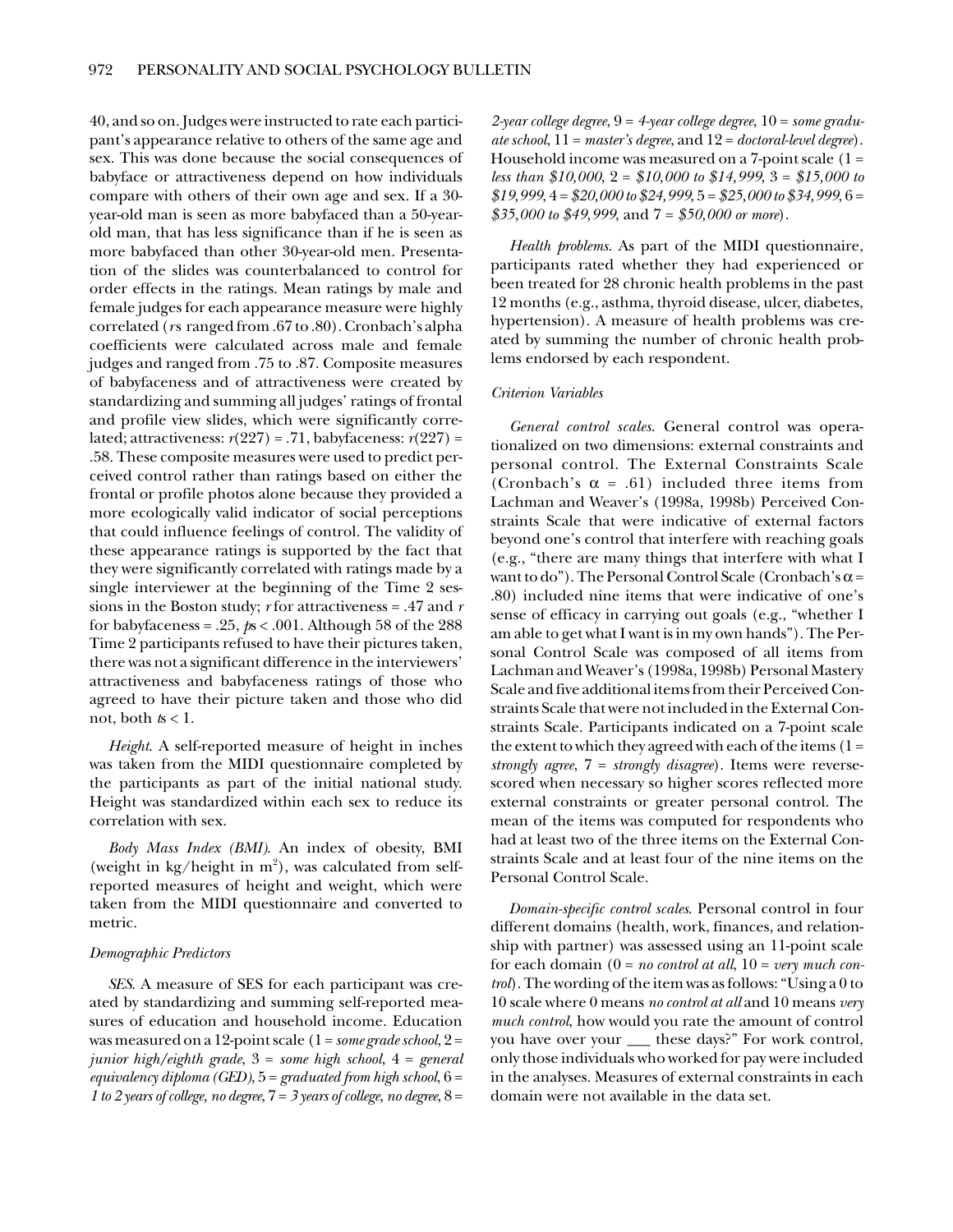40, and so on. Judges were instructed to rate each participant's appearance relative to others of the same age and sex. This was done because the social consequences of babyface or attractiveness depend on how individuals compare with others of their own age and sex. If a 30-year-old man is seen as more babyfaced than a 50-year-old man, that has less significance than if he is seen as more babyfaced than other 30-year-old men. Presentation of the slides was counterbalanced to control for order effects in the ratings. Mean ratings by male and female judges for each appearance measure were highly correlated (*r*s ranged from .67 to .80). Cronbach's alpha coefficients were calculated across male and female judges and ranged from .75 to .87. Composite measures of babyfaceness and of attractiveness were created by standardizing and summing all judges' ratings of frontal and profile view slides, which were significantly correlated; attractiveness: $r(227) = .71$, babyfaceness: $r(227) = .58$. These composite measures were used to predict perceived control rather than ratings based on either the frontal or profile photos alone because they provided a more ecologically valid indicator of social perceptions that could influence feelings of control. The validity of these appearance ratings is supported by the fact that they were significantly correlated with ratings made by a single interviewer at the beginning of the Time 2 sessions in the Boston study; *r* for attractiveness = .47 and *r* for babyfaceness = .25, $ps < .001$. Although 58 of the 288 Time 2 participants refused to have their pictures taken, there was not a significant difference in the interviewers' attractiveness and babyfaceness ratings of those who agreed to have their picture taken and those who did not, both $ts < 1$.

*Height*. A self-reported measure of height in inches was taken from the MIDI questionnaire completed by the participants as part of the initial national study. Height was standardized within each sex to reduce its correlation with sex.

*Body Mass Index (BMI)*. An index of obesity, BMI (weight in kg/height in $m^2$), was calculated from self-reported measures of height and weight, which were taken from the MIDI questionnaire and converted to metric.

### *Demographic Predictors*

*SES*. A measure of SES for each participant was created by standardizing and summing self-reported measures of education and household income. Education was measured on a 12-point scale (1 = *some grade school*, 2 = *junior high/eighth grade*, 3 = *some high school*, 4 = *general equivalency diploma (GED)*, 5 = *graduated from high school*, 6 = *1 to 2 years of college, no degree*, 7 = *3 years of college, no degree*, 8 = *2-year college degree*, 9 = *4-year college degree*, 10 = *some graduate school*, 11 = *master's degree*, and 12 = *doctoral-level degree*). Household income was measured on a 7-point scale (1 = *less than $10,000*, 2 = *$10,000 to $14,999*, 3 = *$15,000 to $19,999*, 4 = *$20,000 to $24,999*, 5 = *$25,000 to $34,999*, 6 = *$35,000 to $49,999*, and 7 = *$50,000 or more*).

*Health problems*. As part of the MIDI questionnaire, participants rated whether they had experienced or been treated for 28 chronic health problems in the past 12 months (e.g., asthma, thyroid disease, ulcer, diabetes, hypertension). A measure of health problems was created by summing the number of chronic health problems endorsed by each respondent.

### *Criterion Variables*

*General control scales*. General control was operationalized on two dimensions: external constraints and personal control. The External Constraints Scale (Cronbach's $\alpha = .61$) included three items from Lachman and Weaver's (1998a, 1998b) Perceived Constraints Scale that were indicative of external factors beyond one's control that interfere with reaching goals (e.g., "there are many things that interfere with what I want to do"). The Personal Control Scale (Cronbach's $\alpha = .80$) included nine items that were indicative of one's sense of efficacy in carrying out goals (e.g., "whether I am able to get what I want is in my own hands"). The Personal Control Scale was composed of all items from Lachman and Weaver's (1998a, 1998b) Personal Mastery Scale and five additional items from their Perceived Constraints Scale that were not included in the External Constraints Scale. Participants indicated on a 7-point scale the extent to which they agreed with each of the items (1 = *strongly agree*, 7 = *strongly disagree*). Items were reverse-scored when necessary so higher scores reflected more external constraints or greater personal control. The mean of the items was computed for respondents who had at least two of the three items on the External Constraints Scale and at least four of the nine items on the Personal Control Scale.

*Domain-specific control scales*. Personal control in four different domains (health, work, finances, and relationship with partner) was assessed using an 11-point scale for each domain (0 = *no control at all*, 10 = *very much control*). The wording of the item was as follows: "Using a 0 to 10 scale where 0 means *no control at all* and 10 means *very much control*, how would you rate the amount of control you have over your ___ these days?" For work control, only those individuals who worked for pay were included in the analyses. Measures of external constraints in each domain were not available in the data set.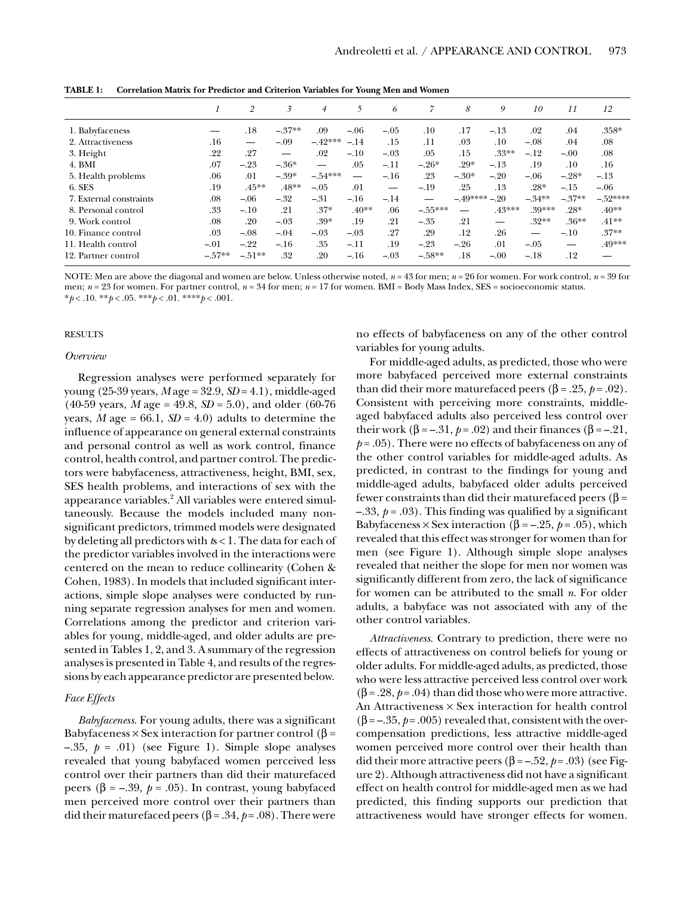**TABLE 1: Correlation Matrix for Predictor and Criterion Variables for Young Men and Women**

| | 1 | 2 | 3 | 4 | 5 | 6 | 7 | 8 | 9 | 10 | 11 | 12 |
|---|---|---|---|---|---|---|---|---|---|---|---|---|
| 1. Babyfaceness | — | .18 | –.37** | .09 | –.06 | –.05 | .10 | .17 | –.13 | .02 | .04 | .358* |
| 2. Attractiveness | .16 | — | –.09 | –.42*** | –.14 | .15 | .11 | .03 | .10 | –.08 | .04 | .08 |
| 3. Height | .22 | .27 | — | .02 | –.10 | –.03 | .05 | .15 | .33** | –.12 | –.00 | .08 |
| 4. BMI | .07 | –.23 | –.36* | — | .05 | –.11 | –.26* | .29* | –.13 | .19 | .10 | .16 |
| 5. Health problems | .06 | .01 | –.39* | –.54*** | — | –.16 | .23 | –.30* | –.20 | –.06 | –.28* | –.13 |
| 6. SES | .19 | .45** | .48** | –.05 | .01 | — | –.19 | .25 | .13 | .28* | –.15 | –.06 |
| 7. External constraints | .08 | –.06 | –.32 | –.31 | –.16 | –.14 | — | –.49**** | –.20 | –.34** | –.37** | –.52**** |
| 8. Personal control | .33 | –.10 | .21 | .37* | .40** | .06 | –.55*** | — | .43*** | .39*** | .28* | .40** |
| 9. Work control | .08 | .20 | –.03 | .39* | .19 | .21 | –.35 | .21 | — | .32** | .36** | .41** |
| 10. Finance control | .03 | –.08 | –.04 | –.03 | –.03 | .27 | .29 | .12 | .26 | — | –.10 | .37** |
| 11. Health control | –.01 | –.22 | –.16 | .35 | –.11 | .19 | –.23 | –.26 | .01 | –.05 | — | .49*** |
| 12. Partner control | –.57** | –.51** | .32 | .20 | –.16 | –.03 | –.58** | .18 | –.00 | –.18 | .12 | — |

NOTE: Men are above the diagonal and women are below. Unless otherwise noted, $n = 43$ for men; $n = 26$ for women. For work control, $n = 39$ for men; $n = 23$ for women. For partner control, $n = 34$ for men; $n = 17$ for women. BMI = Body Mass Index, SES = socioeconomic status.
*$p < .10$. **$p < .05$. ***$p < .01$. ****$p < .001$.

## RESULTS

### *Overview*

Regression analyses were performed separately for young (25-39 years, *M* age = 32.9, *SD* = 4.1), middle-aged (40-59 years, *M* age = 49.8, *SD* = 5.0), and older (60-76 years, *M* age = 66.1, *SD* = 4.0) adults to determine the influence of appearance on general external constraints and personal control as well as work control, finance control, health control, and partner control. The predictors were babyfaceness, attractiveness, height, BMI, sex, SES health problems, and interactions of sex with the appearance variables.[2] All variables were entered simultaneously. Because the models included many nonsignificant predictors, trimmed models were designated by deleting all predictors with *t*s < 1. The data for each of the predictor variables involved in the interactions were centered on the mean to reduce collinearity (Cohen & Cohen, 1983). In models that included significant interactions, simple slope analyses were conducted by running separate regression analyses for men and women. Correlations among the predictor and criterion variables for young, middle-aged, and older adults are presented in Tables 1, 2, and 3. A summary of the regression analyses is presented in Table 4, and results of the regressions by each appearance predictor are presented below.

### *Face Effects*

*Babyfaceness.* For young adults, there was a significant Babyfaceness × Sex interaction for partner control ($\beta = -.35$, $p = .01$) (see Figure 1). Simple slope analyses revealed that young babyfaced women perceived less control over their partners than did their maturefaced peers ($\beta = -.39$, $p = .05$). In contrast, young babyfaced men perceived more control over their partners than did their maturefaced peers ($\beta = .34$, $p = .08$). There were no effects of babyfaceness on any of the other control variables for young adults.

For middle-aged adults, as predicted, those who were more babyfaced perceived more external constraints than did their more maturefaced peers ($\beta = .25$, $p = .02$). Consistent with perceiving more constraints, middle-aged babyfaced adults also perceived less control over their work ($\beta = -.31$, $p = .02$) and their finances ($\beta = -.21$, $p = .05$). There were no effects of babyfaceness on any of the other control variables for middle-aged adults. As predicted, in contrast to the findings for young and middle-aged adults, babyfaced older adults perceived fewer constraints than did their maturefaced peers ($\beta = -.33$, $p = .03$). This finding was qualified by a significant Babyfaceness × Sex interaction ($\beta = -.25$, $p = .05$), which revealed that this effect was stronger for women than for men (see Figure 1). Although simple slope analyses revealed that neither the slope for men nor women was significantly different from zero, the lack of significance for women can be attributed to the small *n*. For older adults, a babyface was not associated with any of the other control variables.

*Attractiveness.* Contrary to prediction, there were no effects of attractiveness on control beliefs for young or older adults. For middle-aged adults, as predicted, those who were less attractive perceived less control over work ($\beta = .28$, $p = .04$) than did those who were more attractive. An Attractiveness × Sex interaction for health control ($\beta = -.35$, $p = .005$) revealed that, consistent with the overcompensation predictions, less attractive middle-aged women perceived more control over their health than did their more attractive peers ($\beta = -.52$, $p = .03$) (see Figure 2). Although attractiveness did not have a significant effect on health control for middle-aged men as we had predicted, this finding supports our prediction that attractiveness would have stronger effects for women.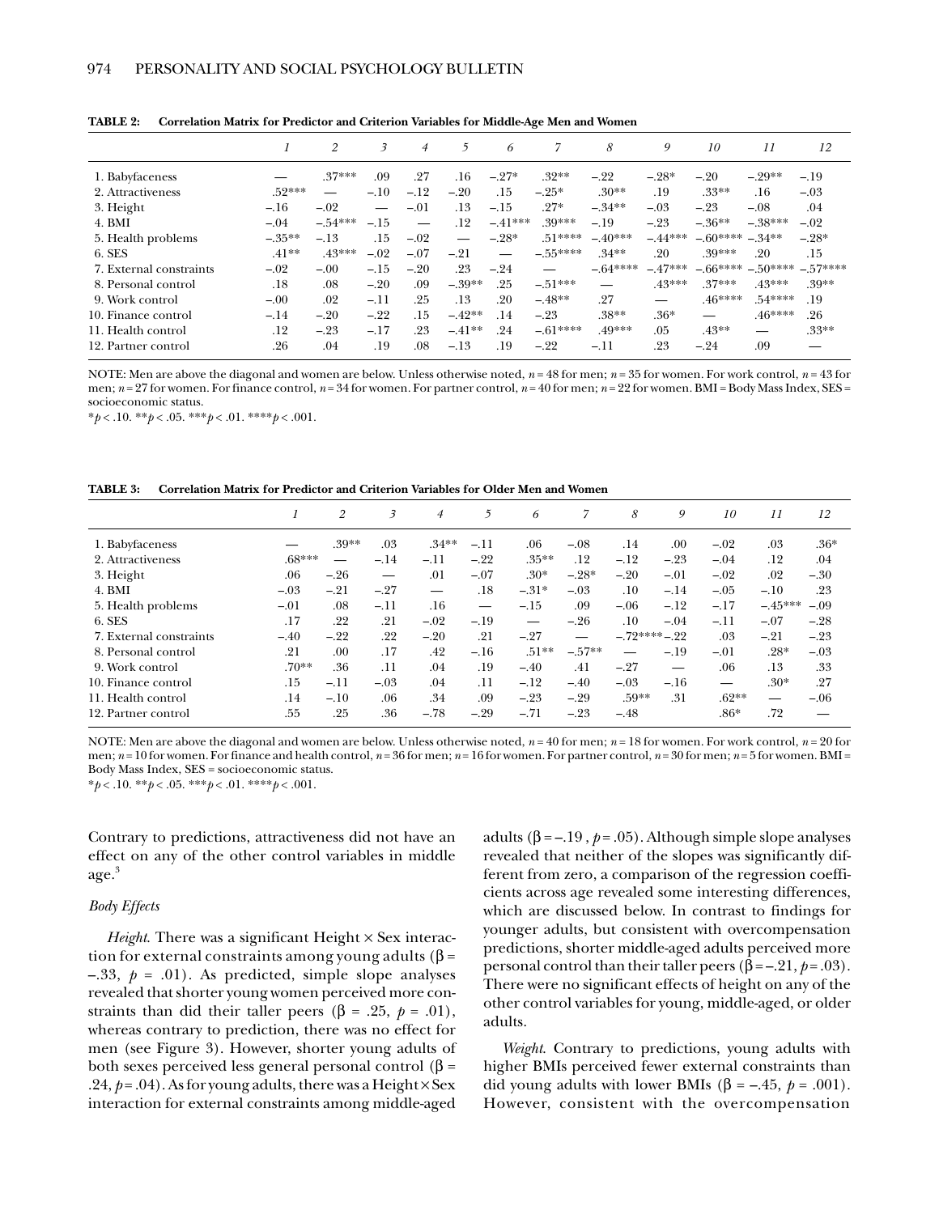**TABLE 2: Correlation Matrix for Predictor and Criterion Variables for Middle-Age Men and Women**

| | *1* | *2* | *3* | *4* | *5* | *6* | *7* | *8* | *9* | *10* | *11* | *12* |
|---|---|---|---|---|---|---|---|---|---|---|---|---|
| 1. Babyfaceness | — | .37*** | .09 | .27 | .16 | −.27* | .32** | −.22 | −.28* | −.20 | −.29** | −.19 |
| 2. Attractiveness | .52*** | — | −.10 | −.12 | −.20 | .15 | −.25* | .30** | .19 | .33** | .16 | −.03 |
| 3. Height | −.16 | −.02 | — | −.01 | .13 | −.15 | .27* | −.34** | −.03 | −.23 | −.08 | .04 |
| 4. BMI | −.04 | −.54*** | −.15 | — | .12 | −.41*** | .39*** | −.19 | −.23 | −.36** | −.38*** | −.02 |
| 5. Health problems | −.35** | −.13 | .15 | −.02 | — | −.28* | .51**** | −.40*** | −.44*** | −.60**** | −.34** | −.28* |
| 6. SES | .41** | .43*** | −.02 | −.07 | −.21 | — | −.55**** | .34** | .20 | .39*** | .20 | .15 |
| 7. External constraints | −.02 | −.00 | −.15 | −.20 | .23 | −.24 | — | −.64**** | −.47*** | −.66**** | −.50**** | −.57**** |
| 8. Personal control | .18 | .08 | −.20 | .09 | −.39** | .25 | −.51*** | — | .43*** | .37*** | .43*** | .39** |
| 9. Work control | −.00 | .02 | −.11 | .25 | .13 | .20 | −.48** | .27 | — | .46**** | .54**** | .19 |
| 10. Finance control | −.14 | −.20 | −.22 | .15 | −.42** | .14 | −.23 | .38** | .36* | — | .46**** | .26 |
| 11. Health control | .12 | −.23 | −.17 | .23 | −.41** | .24 | −.61**** | .49*** | .05 | .43** | — | .33** |
| 12. Partner control | .26 | .04 | .19 | .08 | −.13 | .19 | −.22 | −.11 | .23 | −.24 | .09 | — |

NOTE: Men are above the diagonal and women are below. Unless otherwise noted, $n = 48$ for men; $n = 35$ for women. For work control, $n = 43$ for men; $n = 27$ for women. For finance control, $n = 34$ for women. For partner control, $n = 40$ for men; $n = 22$ for women. BMI = Body Mass Index, SES = socioeconomic status.
\*$p < .10$. \*\*$p < .05$. \*\*\*$p < .01$. \*\*\*\*$p < .001$.

**TABLE 3: Correlation Matrix for Predictor and Criterion Variables for Older Men and Women**

| | *1* | *2* | *3* | *4* | *5* | *6* | *7* | *8* | *9* | *10* | *11* | *12* |
|---|---|---|---|---|---|---|---|---|---|---|---|---|
| 1. Babyfaceness | — | .39** | .03 | .34** | −.11 | .06 | −.08 | .14 | .00 | −.02 | .03 | .36* |
| 2. Attractiveness | .68*** | — | −.14 | −.11 | −.22 | .35** | .12 | −.12 | −.23 | −.04 | .12 | .04 |
| 3. Height | .06 | −.26 | — | .01 | −.07 | .30* | −.28* | −.20 | −.01 | −.02 | .02 | −.30 |
| 4. BMI | −.03 | −.21 | −.27 | — | .18 | −.31* | −.03 | .10 | −.14 | −.05 | −.10 | .23 |
| 5. Health problems | −.01 | .08 | −.11 | .16 | — | −.15 | .09 | −.06 | −.12 | −.17 | −.45*** | −.09 |
| 6. SES | .17 | .22 | .21 | −.02 | −.19 | — | −.26 | .10 | −.04 | −.11 | −.07 | −.28 |
| 7. External constraints | −.40 | −.22 | .22 | −.20 | .21 | −.27 | — | −.72**** | −.22 | .03 | −.21 | −.23 |
| 8. Personal control | .21 | .00 | .17 | .42 | −.16 | .51** | −.57** | — | −.19 | −.01 | .28* | −.03 |
| 9. Work control | .70** | .36 | .11 | .04 | .19 | −.40 | .41 | −.27 | — | .06 | .13 | .33 |
| 10. Finance control | .15 | −.11 | −.03 | .04 | .11 | −.12 | −.40 | −.03 | −.16 | — | .30* | .27 |
| 11. Health control | .14 | −.10 | .06 | .34 | .09 | −.23 | −.29 | .59** | .31 | .62** | — | −.06 |
| 12. Partner control | .55 | .25 | .36 | −.78 | −.29 | −.71 | −.23 | −.48 | | .86* | .72 | — |

NOTE: Men are above the diagonal and women are below. Unless otherwise noted, $n = 40$ for men; $n = 18$ for women. For work control, $n = 20$ for men; $n = 10$ for women. For finance and health control, $n = 36$ for men; $n = 16$ for women. For partner control, $n = 30$ for men; $n = 5$ for women. BMI = Body Mass Index, SES = socioeconomic status.
\*$p < .10$. \*\*$p < .05$. \*\*\*$p < .01$. \*\*\*\*$p < .001$.

Contrary to predictions, attractiveness did not have an effect on any of the other control variables in middle age.[3]

*Body Effects*

*Height*. There was a significant Height × Sex interaction for external constraints among young adults ($\beta = -.33$, $p = .01$). As predicted, simple slope analyses revealed that shorter young women perceived more constraints than did their taller peers ($\beta = .25$, $p = .01$), whereas contrary to prediction, there was no effect for men (see Figure 3). However, shorter young adults of both sexes perceived less general personal control ($\beta = .24$, $p = .04$). As for young adults, there was a Height × Sex interaction for external constraints among middle-aged adults ($\beta = -.19$ , $p = .05$). Although simple slope analyses revealed that neither of the slopes was significantly different from zero, a comparison of the regression coefficients across age revealed some interesting differences, which are discussed below. In contrast to findings for younger adults, but consistent with overcompensation predictions, shorter middle-aged adults perceived more personal control than their taller peers ($\beta = -.21$, $p = .03$). There were no significant effects of height on any of the other control variables for young, middle-aged, or older adults.

*Weight*. Contrary to predictions, young adults with higher BMIs perceived fewer external constraints than did young adults with lower BMIs ($\beta = -.45$, $p = .001$). However, consistent with the overcompensation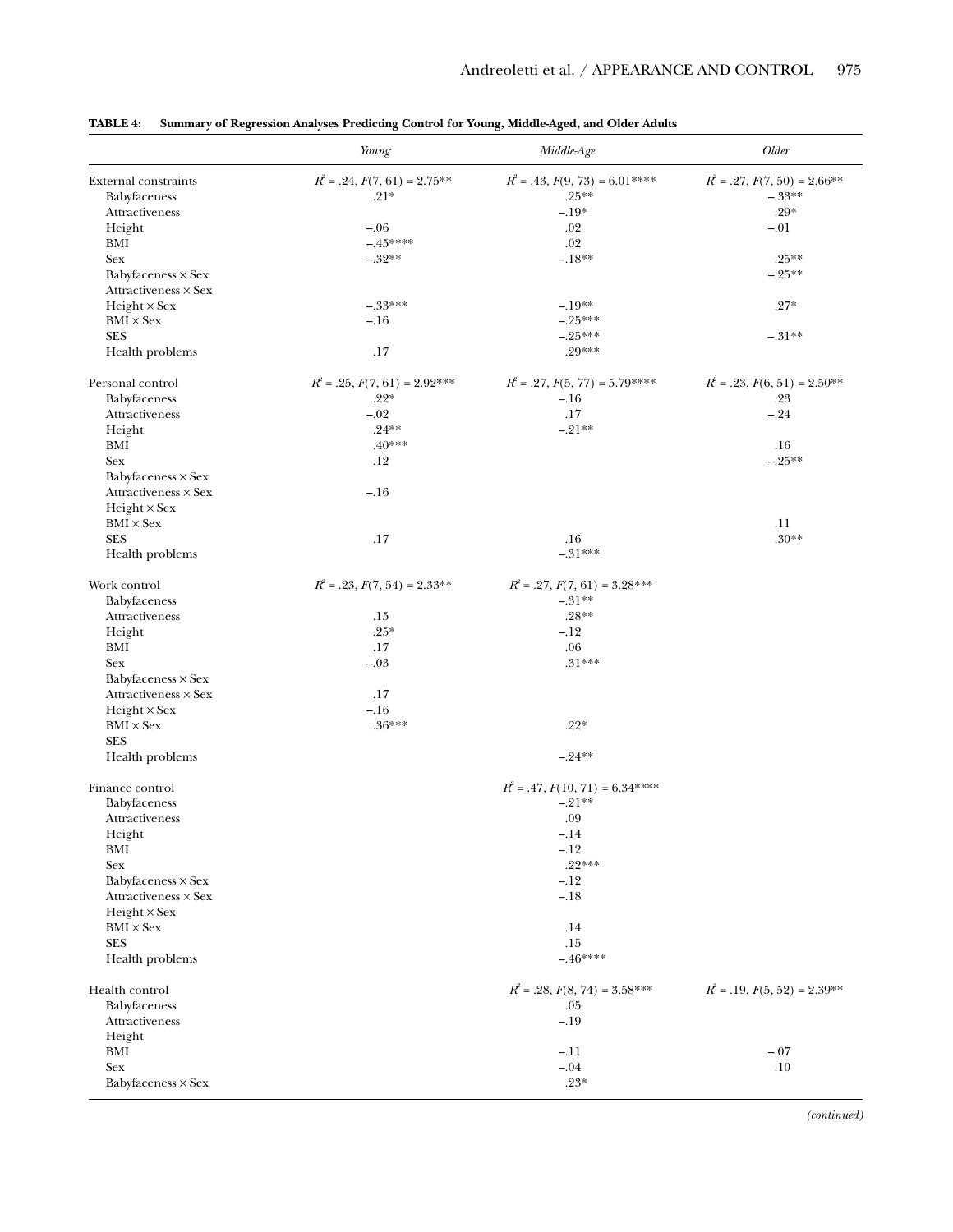**TABLE 4: Summary of Regression Analyses Predicting Control for Young, Middle-Aged, and Older Adults**

| | *Young* | *Middle-Age* | *Older* |
|---|---|---|---|
| External constraints | $R^2$ = .24, $F(7, 61)$ = 2.75** | $R^2$ = .43, $F(9, 73)$ = 6.01**** | $R^2$ = .27, $F(7, 50)$ = 2.66** |
| Babyfaceness | .21* | .25** | –.33** |
| Attractiveness | | –.19* | .29* |
| Height | –.06 | .02 | –.01 |
| BMI | –.45**** | .02 | |
| Sex | –.32** | –.18** | .25** |
| Babyfaceness × Sex | | | –.25** |
| Attractiveness × Sex | | | |
| Height × Sex | –.33*** | –.19** | .27* |
| BMI × Sex | –.16 | –.25*** | |
| SES | | –.25*** | –.31** |
| Health problems | .17 | .29*** | |
| Personal control | $R^2$ = .25, $F(7, 61)$ = 2.92*** | $R^2$ = .27, $F(5, 77)$ = 5.79**** | $R^2$ = .23, $F(6, 51)$ = 2.50** |
| Babyfaceness | .22* | –.16 | .23 |
| Attractiveness | –.02 | .17 | –.24 |
| Height | .24** | –.21** | |
| BMI | .40*** | | .16 |
| Sex | .12 | | –.25** |
| Babyfaceness × Sex | | | |
| Attractiveness × Sex | –.16 | | |
| Height × Sex | | | |
| BMI × Sex | | | .11 |
| SES | .17 | .16 | .30** |
| Health problems | | –.31*** | |
| Work control | $R^2$ = .23, $F(7, 54)$ = 2.33** | $R^2$ = .27, $F(7, 61)$ = 3.28*** | |
| Babyfaceness | | –.31** | |
| Attractiveness | .15 | .28** | |
| Height | .25* | –.12 | |
| BMI | .17 | .06 | |
| Sex | –.03 | .31*** | |
| Babyfaceness × Sex | | | |
| Attractiveness × Sex | .17 | | |
| Height × Sex | –.16 | | |
| BMI × Sex | .36*** | .22* | |
| SES | | | |
| Health problems | | –.24** | |
| Finance control | | $R^2$ = .47, $F(10, 71)$ = 6.34**** | |
| Babyfaceness | | –.21** | |
| Attractiveness | | .09 | |
| Height | | –.14 | |
| BMI | | –.12 | |
| Sex | | .22*** | |
| Babyfaceness × Sex | | –.12 | |
| Attractiveness × Sex | | –.18 | |
| Height × Sex | | | |
| BMI × Sex | | .14 | |
| SES | | .15 | |
| Health problems | | –.46**** | |
| Health control | | $R^2$ = .28, $F(8, 74)$ = 3.58*** | $R^2$ = .19, $F(5, 52)$ = 2.39** |
| Babyfaceness | | .05 | |
| Attractiveness | | –.19 | |
| Height | | | |
| BMI | | –.11 | –.07 |
| Sex | | –.04 | .10 |
| Babyfaceness × Sex | | .23* | |

*(continued)*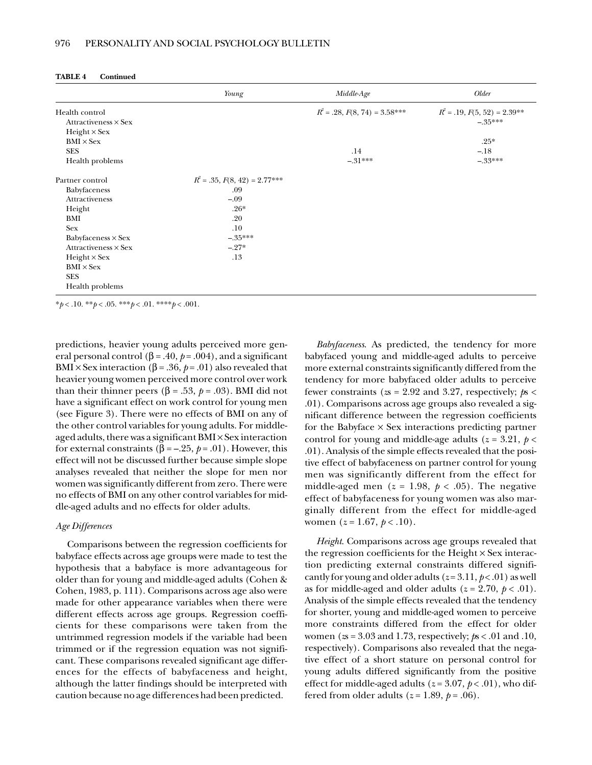**TABLE 4 Continued**

| | *Young* | *Middle-Age* | *Older* |
|---|---|---|---|
| Health control | | $R^2$ = .28, $F$(8, 74) = 3.58*** | $R^2$ = .19, $F$(5, 52) = 2.39** |
| Attractiveness × Sex | | | –.35*** |
| Height × Sex | | | |
| BMI × Sex | | | .25* |
| SES | | .14 | –.18 |
| Health problems | | –.31*** | –.33*** |
| Partner control | $R^2$ = .35, $F$(8, 42) = 2.77*** | | |
| Babyfaceness | .09 | | |
| Attractiveness | –.09 | | |
| Height | .26* | | |
| BMI | .20 | | |
| Sex | .10 | | |
| Babyfaceness × Sex | –.35*** | | |
| Attractiveness × Sex | –.27* | | |
| Height × Sex | .13 | | |
| BMI × Sex | | | |
| SES | | | |
| Health problems | | | |

*$p$ < .10. **$p$ < .05. ***$p$ < .01. ****$p$ < .001.

predictions, heavier young adults perceived more general personal control (β = .40, $p$ = .004), and a significant BMI × Sex interaction (β = .36, $p$ = .01) also revealed that heavier young women perceived more control over work than their thinner peers (β = .53, $p$ = .03). BMI did not have a significant effect on work control for young men (see Figure 3). There were no effects of BMI on any of the other control variables for young adults. For middle-aged adults, there was a significant BMI × Sex interaction for external constraints (β = –.25, $p$ = .01). However, this effect will not be discussed further because simple slope analyses revealed that neither the slope for men nor women was significantly different from zero. There were no effects of BMI on any other control variables for middle-aged adults and no effects for older adults.

*Age Differences*

Comparisons between the regression coefficients for babyface effects across age groups were made to test the hypothesis that a babyface is more advantageous for older than for young and middle-aged adults (Cohen & Cohen, 1983, p. 111). Comparisons across age also were made for other appearance variables when there were different effects across age groups. Regression coefficients for these comparisons were taken from the untrimmed regression models if the variable had been trimmed or if the regression equation was not significant. These comparisons revealed significant age differences for the effects of babyfaceness and height, although the latter findings should be interpreted with caution because no age differences had been predicted.

*Babyfaceness.* As predicted, the tendency for more babyfaced young and middle-aged adults to perceive more external constraints significantly differed from the tendency for more babyfaced older adults to perceive fewer constraints ($z$s = 2.92 and 3.27, respectively; $p$s < .01). Comparisons across age groups also revealed a significant difference between the regression coefficients for the Babyface × Sex interactions predicting partner control for young and middle-age adults ($z$ = 3.21, $p$ < .01). Analysis of the simple effects revealed that the positive effect of babyfaceness on partner control for young men was significantly different from the effect for middle-aged men ($z$ = 1.98, $p$ < .05). The negative effect of babyfaceness for young women was also marginally different from the effect for middle-aged women ($z$ = 1.67, $p$ < .10).

*Height.* Comparisons across age groups revealed that the regression coefficients for the Height × Sex interaction predicting external constraints differed significantly for young and older adults ($z$ = 3.11, $p$ < .01) as well as for middle-aged and older adults ($z$ = 2.70, $p$ < .01). Analysis of the simple effects revealed that the tendency for shorter, young and middle-aged women to perceive more constraints differed from the effect for older women ($z$s = 3.03 and 1.73, respectively; $p$s < .01 and .10, respectively). Comparisons also revealed that the negative effect of a short stature on personal control for young adults differed significantly from the positive effect for middle-aged adults ($z$ = 3.07, $p$ < .01), who differed from older adults ($z$ = 1.89, $p$ = .06).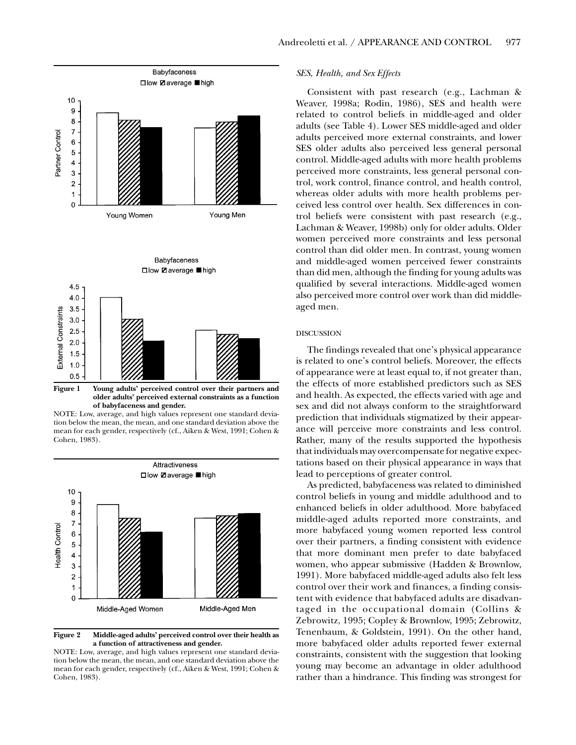Babyfaceness

□low ▨average ■high

Partner Control

10
9
8
7
6
5
4
3
2
1
0

Young Women

Young Men

Babyfaceness

□low ▨average ■high

External Constraints

4.5
4.0
3.5
3.0
2.5
2.0
1.5
1.0
0.5

**Figure 1 Young adults' perceived control over their partners and older adults' perceived external constraints as a function of babyfaceness and gender.**

NOTE: Low, average, and high values represent one standard deviation below the mean, the mean, and one standard deviation above the mean for each gender, respectively (cf., Aiken & West, 1991; Cohen & Cohen, 1983).

Attractiveness

□low ▨average ■high

Health Control

10
9
8
7
6
5
4
3
2
1
0

Middle-Aged Women

Middle-Aged Men

**Figure 2 Middle-aged adults' perceived control over their health as a function of attractiveness and gender.**

NOTE: Low, average, and high values represent one standard deviation below the mean, the mean, and one standard deviation above the mean for each gender, respectively (cf., Aiken & West, 1991; Cohen & Cohen, 1983).

### *SES, Health, and Sex Effects*

Consistent with past research (e.g., Lachman & Weaver, 1998a; Rodin, 1986), SES and health were related to control beliefs in middle-aged and older adults (see Table 4). Lower SES middle-aged and older adults perceived more external constraints, and lower SES older adults also perceived less general personal control. Middle-aged adults with more health problems perceived more constraints, less general personal control, work control, finance control, and health control, whereas older adults with more health problems perceived less control over health. Sex differences in control beliefs were consistent with past research (e.g., Lachman & Weaver, 1998b) only for older adults. Older women perceived more constraints and less personal control than did older men. In contrast, young women and middle-aged women perceived fewer constraints than did men, although the finding for young adults was qualified by several interactions. Middle-aged women also perceived more control over work than did middle-aged men.

## DISCUSSION

The findings revealed that one's physical appearance is related to one's control beliefs. Moreover, the effects of appearance were at least equal to, if not greater than, the effects of more established predictors such as SES and health. As expected, the effects varied with age and sex and did not always conform to the straightforward prediction that individuals stigmatized by their appearance will perceive more constraints and less control. Rather, many of the results supported the hypothesis that individuals may overcompensate for negative expectations based on their physical appearance in ways that lead to perceptions of greater control.

As predicted, babyfaceness was related to diminished control beliefs in young and middle adulthood and to enhanced beliefs in older adulthood. More babyfaced middle-aged adults reported more constraints, and more babyfaced young women reported less control over their partners, a finding consistent with evidence that more dominant men prefer to date babyfaced women, who appear submissive (Hadden & Brownlow, 1991). More babyfaced middle-aged adults also felt less control over their work and finances, a finding consistent with evidence that babyfaced adults are disadvantaged in the occupational domain (Collins & Zebrowitz, 1995; Copley & Brownlow, 1995; Zebrowitz, Tenenbaum, & Goldstein, 1991). On the other hand, more babyfaced older adults reported fewer external constraints, consistent with the suggestion that looking young may become an advantage in older adulthood rather than a hindrance. This finding was strongest for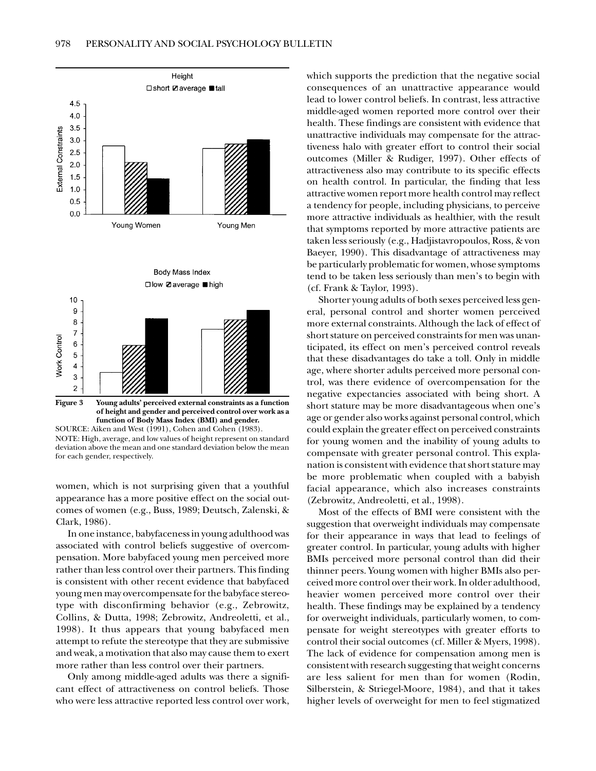Height

□short ▨average ■tall

External Constraints

4.5
4.0
3.5
3.0
2.5
2.0
1.5
1.0
0.5
0.0

Young Women

Young Men

Body Mass Index

□low ▨average ■high

Work Control

10
9
8
7
6
5
4
3
2

**Figure 3 Young adults' perceived external constraints as a function of height and gender and perceived control over work as a function of Body Mass Index (BMI) and gender.**

SOURCE: Aiken and West (1991), Cohen and Cohen (1983).

NOTE: High, average, and low values of height represent on standard deviation above the mean and one standard deviation below the mean for each gender, respectively.

women, which is not surprising given that a youthful appearance has a more positive effect on the social outcomes of women (e.g., Buss, 1989; Deutsch, Zalenski, & Clark, 1986).

In one instance, babyfaceness in young adulthood was associated with control beliefs suggestive of overcompensation. More babyfaced young men perceived more rather than less control over their partners. This finding is consistent with other recent evidence that babyfaced young men may overcompensate for the babyface stereotype with disconfirming behavior (e.g., Zebrowitz, Collins, & Dutta, 1998; Zebrowitz, Andreoletti, et al., 1998). It thus appears that young babyfaced men attempt to refute the stereotype that they are submissive and weak, a motivation that also may cause them to exert more rather than less control over their partners.

Only among middle-aged adults was there a significant effect of attractiveness on control beliefs. Those who were less attractive reported less control over work, which supports the prediction that the negative social consequences of an unattractive appearance would lead to lower control beliefs. In contrast, less attractive middle-aged women reported more control over their health. These findings are consistent with evidence that unattractive individuals may compensate for the attractiveness halo with greater effort to control their social outcomes (Miller & Rudiger, 1997). Other effects of attractiveness also may contribute to its specific effects on health control. In particular, the finding that less attractive women report more health control may reflect a tendency for people, including physicians, to perceive more attractive individuals as healthier, with the result that symptoms reported by more attractive patients are taken less seriously (e.g., Hadjistavropoulos, Ross, & von Baeyer, 1990). This disadvantage of attractiveness may be particularly problematic for women, whose symptoms tend to be taken less seriously than men's to begin with (cf. Frank & Taylor, 1993).

Shorter young adults of both sexes perceived less general, personal control and shorter women perceived more external constraints. Although the lack of effect of short stature on perceived constraints for men was unanticipated, its effect on men's perceived control reveals that these disadvantages do take a toll. Only in middle age, where shorter adults perceived more personal control, was there evidence of overcompensation for the negative expectancies associated with being short. A short stature may be more disadvantageous when one's age or gender also works against personal control, which could explain the greater effect on perceived constraints for young women and the inability of young adults to compensate with greater personal control. This explanation is consistent with evidence that short stature may be more problematic when coupled with a babyish facial appearance, which also increases constraints (Zebrowitz, Andreoletti, et al., 1998).

Most of the effects of BMI were consistent with the suggestion that overweight individuals may compensate for their appearance in ways that lead to feelings of greater control. In particular, young adults with higher BMIs perceived more personal control than did their thinner peers. Young women with higher BMIs also perceived more control over their work. In older adulthood, heavier women perceived more control over their health. These findings may be explained by a tendency for overweight individuals, particularly women, to compensate for weight stereotypes with greater efforts to control their social outcomes (cf. Miller & Myers, 1998). The lack of evidence for compensation among men is consistent with research suggesting that weight concerns are less salient for men than for women (Rodin, Silberstein, & Striegel-Moore, 1984), and that it takes higher levels of overweight for men to feel stigmatized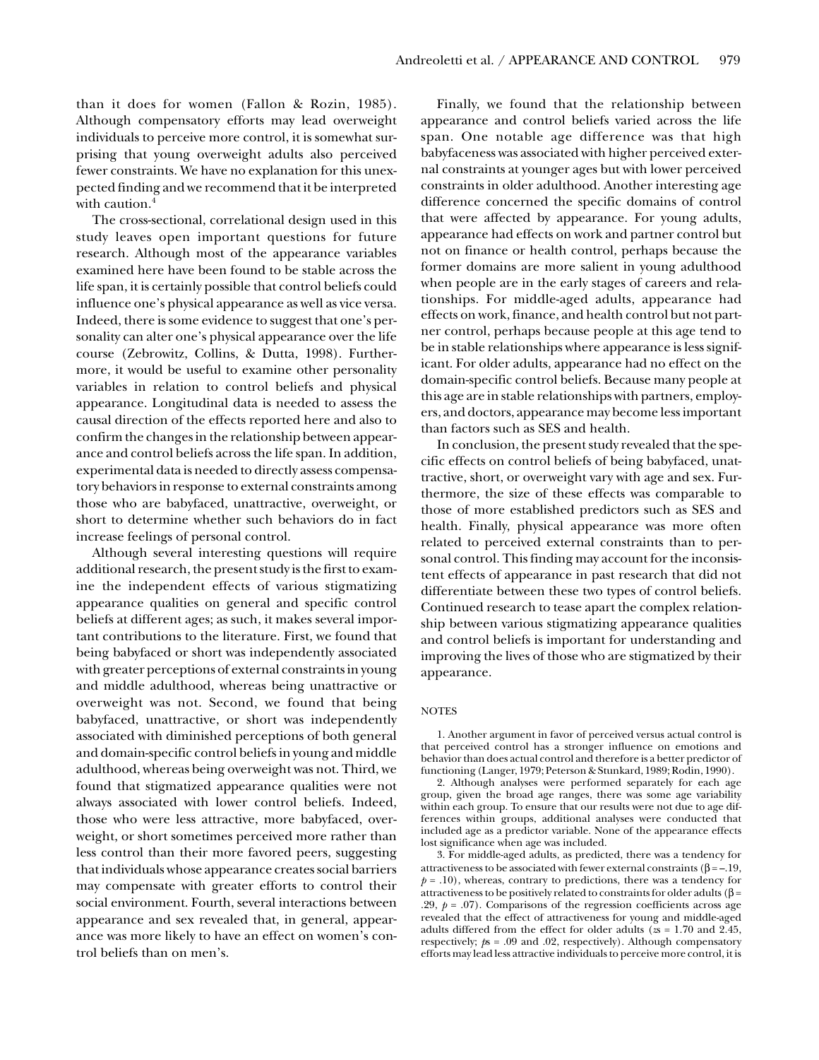than it does for women (Fallon & Rozin, 1985). Although compensatory efforts may lead overweight individuals to perceive more control, it is somewhat surprising that young overweight adults also perceived fewer constraints. We have no explanation for this unexpected finding and we recommend that it be interpreted with caution.[4]

The cross-sectional, correlational design used in this study leaves open important questions for future research. Although most of the appearance variables examined here have been found to be stable across the life span, it is certainly possible that control beliefs could influence one's physical appearance as well as vice versa. Indeed, there is some evidence to suggest that one's personality can alter one's physical appearance over the life course (Zebrowitz, Collins, & Dutta, 1998). Furthermore, it would be useful to examine other personality variables in relation to control beliefs and physical appearance. Longitudinal data is needed to assess the causal direction of the effects reported here and also to confirm the changes in the relationship between appearance and control beliefs across the life span. In addition, experimental data is needed to directly assess compensatory behaviors in response to external constraints among those who are babyfaced, unattractive, overweight, or short to determine whether such behaviors do in fact increase feelings of personal control.

Although several interesting questions will require additional research, the present study is the first to examine the independent effects of various stigmatizing appearance qualities on general and specific control beliefs at different ages; as such, it makes several important contributions to the literature. First, we found that being babyfaced or short was independently associated with greater perceptions of external constraints in young and middle adulthood, whereas being unattractive or overweight was not. Second, we found that being babyfaced, unattractive, or short was independently associated with diminished perceptions of both general and domain-specific control beliefs in young and middle adulthood, whereas being overweight was not. Third, we found that stigmatized appearance qualities were not always associated with lower control beliefs. Indeed, those who were less attractive, more babyfaced, overweight, or short sometimes perceived more rather than less control than their more favored peers, suggesting that individuals whose appearance creates social barriers may compensate with greater efforts to control their social environment. Fourth, several interactions between appearance and sex revealed that, in general, appearance was more likely to have an effect on women's control beliefs than on men's.

Finally, we found that the relationship between appearance and control beliefs varied across the life span. One notable age difference was that high babyfaceness was associated with higher perceived external constraints at younger ages but with lower perceived constraints in older adulthood. Another interesting age difference concerned the specific domains of control that were affected by appearance. For young adults, appearance had effects on work and partner control but not on finance or health control, perhaps because the former domains are more salient in young adulthood when people are in the early stages of careers and relationships. For middle-aged adults, appearance had effects on work, finance, and health control but not partner control, perhaps because people at this age tend to be in stable relationships where appearance is less significant. For older adults, appearance had no effect on the domain-specific control beliefs. Because many people at this age are in stable relationships with partners, employers, and doctors, appearance may become less important than factors such as SES and health.

In conclusion, the present study revealed that the specific effects on control beliefs of being babyfaced, unattractive, short, or overweight vary with age and sex. Furthermore, the size of these effects was comparable to those of more established predictors such as SES and health. Finally, physical appearance was more often related to perceived external constraints than to personal control. This finding may account for the inconsistent effects of appearance in past research that did not differentiate between these two types of control beliefs. Continued research to tease apart the complex relationship between various stigmatizing appearance qualities and control beliefs is important for understanding and improving the lives of those who are stigmatized by their appearance.

## NOTES

1. Another argument in favor of perceived versus actual control is that perceived control has a stronger influence on emotions and behavior than does actual control and therefore is a better predictor of functioning (Langer, 1979; Peterson & Stunkard, 1989; Rodin, 1990).

2. Although analyses were performed separately for each age group, given the broad age ranges, there was some age variability within each group. To ensure that our results were not due to age differences within groups, additional analyses were conducted that included age as a predictor variable. None of the appearance effects lost significance when age was included.

3. For middle-aged adults, as predicted, there was a tendency for attractiveness to be associated with fewer external constraints ($\beta = -.19$, $p = .10$), whereas, contrary to predictions, there was a tendency for attractiveness to be positively related to constraints for older adults ($\beta = .29$, $p = .07$). Comparisons of the regression coefficients across age revealed that the effect of attractiveness for young and middle-aged adults differed from the effect for older adults ($z$s = 1.70 and 2.45, respectively; $p$s = .09 and .02, respectively). Although compensatory efforts may lead less attractive individuals to perceive more control, it is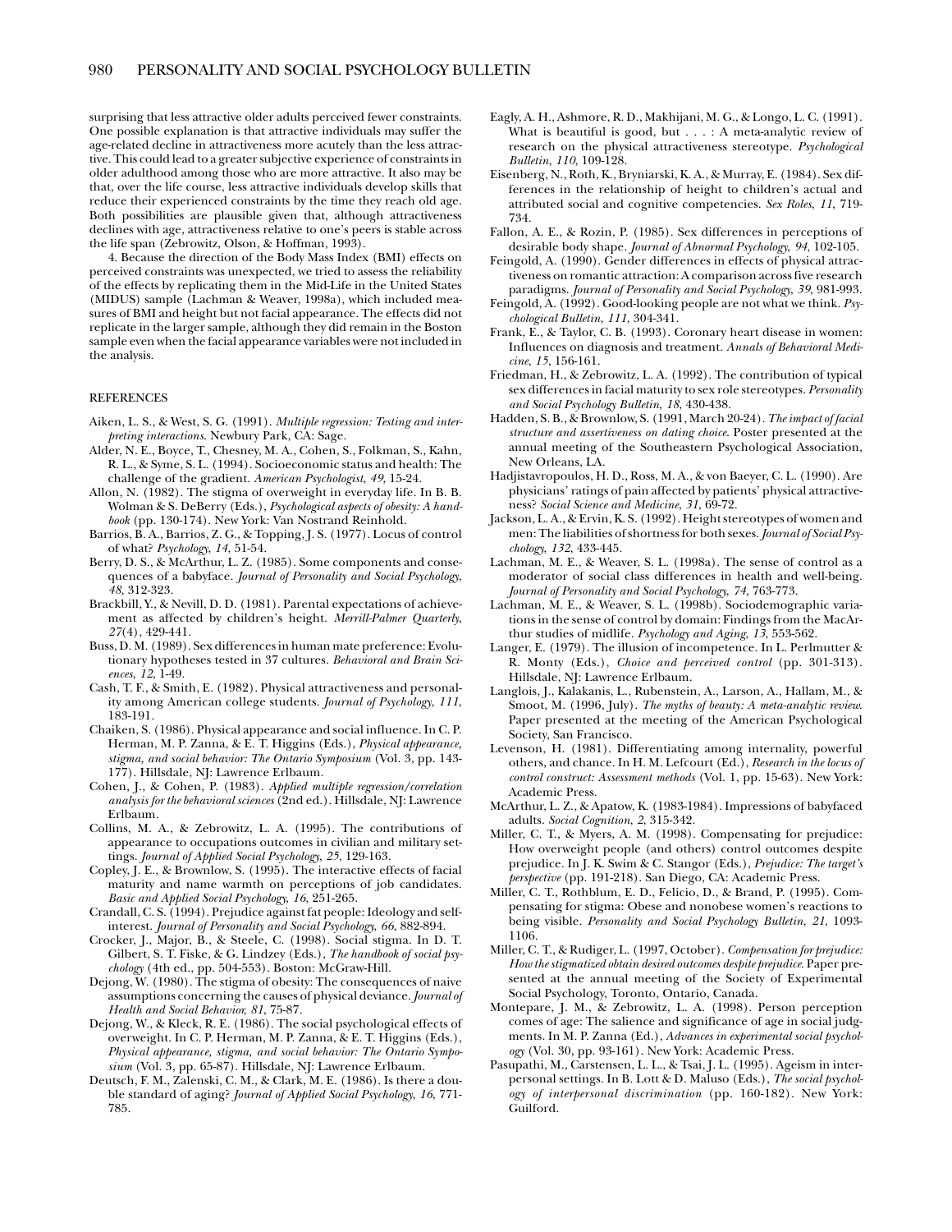surprising that less attractive older adults perceived fewer constraints. One possible explanation is that attractive individuals may suffer the age-related decline in attractiveness more acutely than the less attractive. This could lead to a greater subjective experience of constraints in older adulthood among those who are more attractive. It also may be that, over the life course, less attractive individuals develop skills that reduce their experienced constraints by the time they reach old age. Both possibilities are plausible given that, although attractiveness declines with age, attractiveness relative to one's peers is stable across the life span (Zebrowitz, Olson, & Hoffman, 1993).

4. Because the direction of the Body Mass Index (BMI) effects on perceived constraints was unexpected, we tried to assess the reliability of the effects by replicating them in the Mid-Life in the United States (MIDUS) sample (Lachman & Weaver, 1998a), which included measures of BMI and height but not facial appearance. The effects did not replicate in the larger sample, although they did remain in the Boston sample even when the facial appearance variables were not included in the analysis.

## REFERENCES

Aiken, L. S., & West, S. G. (1991). *Multiple regression: Testing and interpreting interactions*. Newbury Park, CA: Sage.

Alder, N. E., Boyce, T., Chesney, M. A., Cohen, S., Folkman, S., Kahn, R. L., & Syme, S. L. (1994). Socioeconomic status and health: The challenge of the gradient. *American Psychologist*, *49*, 15-24.

Allon, N. (1982). The stigma of overweight in everyday life. In B. B. Wolman & S. DeBerry (Eds.), *Psychological aspects of obesity: A handbook* (pp. 130-174). New York: Van Nostrand Reinhold.

Barrios, B. A., Barrios, Z. G., & Topping, J. S. (1977). Locus of control of what? *Psychology*, *14*, 51-54.

Berry, D. S., & McArthur, L. Z. (1985). Some components and consequences of a babyface. *Journal of Personality and Social Psychology*, *48*, 312-323.

Brackbill, Y., & Nevill, D. D. (1981). Parental expectations of achievement as affected by children's height. *Merrill-Palmer Quarterly*, *27*(4), 429-441.

Buss, D. M. (1989). Sex differences in human mate preference: Evolutionary hypotheses tested in 37 cultures. *Behavioral and Brain Sciences*, *12*, 1-49.

Cash, T. F., & Smith, E. (1982). Physical attractiveness and personality among American college students. *Journal of Psychology*, *111*, 183-191.

Chaiken, S. (1986). Physical appearance and social influence. In C. P. Herman, M. P. Zanna, & E. T. Higgins (Eds.), *Physical appearance, stigma, and social behavior: The Ontario Symposium* (Vol. 3, pp. 143-177). Hillsdale, NJ: Lawrence Erlbaum.

Cohen, J., & Cohen, P. (1983). *Applied multiple regression/correlation analysis for the behavioral sciences* (2nd ed.). Hillsdale, NJ: Lawrence Erlbaum.

Collins, M. A., & Zebrowitz, L. A. (1995). The contributions of appearance to occupations outcomes in civilian and military settings. *Journal of Applied Social Psychology*, *25*, 129-163.

Copley, J. E., & Brownlow, S. (1995). The interactive effects of facial maturity and name warmth on perceptions of job candidates. *Basic and Applied Social Psychology*, *16*, 251-265.

Crandall, C. S. (1994). Prejudice against fat people: Ideology and self-interest. *Journal of Personality and Social Psychology*, *66*, 882-894.

Crocker, J., Major, B., & Steele, C. (1998). Social stigma. In D. T. Gilbert, S. T. Fiske, & G. Lindzey (Eds.), *The handbook of social psychology* (4th ed., pp. 504-553). Boston: McGraw-Hill.

Dejong, W. (1980). The stigma of obesity: The consequences of naive assumptions concerning the causes of physical deviance. *Journal of Health and Social Behavior*, *81*, 75-87.

Dejong, W., & Kleck, R. E. (1986). The social psychological effects of overweight. In C. P. Herman, M. P. Zanna, & E. T. Higgins (Eds.), *Physical appearance, stigma, and social behavior: The Ontario Symposium* (Vol. 3, pp. 65-87). Hillsdale, NJ: Lawrence Erlbaum.

Deutsch, F. M., Zalenski, C. M., & Clark, M. E. (1986). Is there a double standard of aging? *Journal of Applied Social Psychology*, *16*, 771-785.

Eagly, A. H., Ashmore, R. D., Makhijani, M. G., & Longo, L. C. (1991). What is beautiful is good, but . . . : A meta-analytic review of research on the physical attractiveness stereotype. *Psychological Bulletin*, *110*, 109-128.

Eisenberg, N., Roth, K., Bryniarski, K. A., & Murray, E. (1984). Sex differences in the relationship of height to children's actual and attributed social and cognitive competencies. *Sex Roles*, *11*, 719-734.

Fallon, A. E., & Rozin, P. (1985). Sex differences in perceptions of desirable body shape. *Journal of Abnormal Psychology*, *94*, 102-105.

Feingold, A. (1990). Gender differences in effects of physical attractiveness on romantic attraction: A comparison across five research paradigms. *Journal of Personality and Social Psychology*, *39*, 981-993.

Feingold, A. (1992). Good-looking people are not what we think. *Psychological Bulletin*, *111*, 304-341.

Frank, E., & Taylor, C. B. (1993). Coronary heart disease in women: Influences on diagnosis and treatment. *Annals of Behavioral Medicine*, *15*, 156-161.

Friedman, H., & Zebrowitz, L. A. (1992). The contribution of typical sex differences in facial maturity to sex role stereotypes. *Personality and Social Psychology Bulletin*, *18*, 430-438.

Hadden, S. B., & Brownlow, S. (1991, March 20-24). *The impact of facial structure and assertiveness on dating choice*. Poster presented at the annual meeting of the Southeastern Psychological Association, New Orleans, LA.

Hadjistavropoulos, H. D., Ross, M. A., & von Baeyer, C. L. (1990). Are physicians' ratings of pain affected by patients' physical attractiveness? *Social Science and Medicine*, *31*, 69-72.

Jackson, L. A., & Ervin, K. S. (1992). Height stereotypes of women and men: The liabilities of shortness for both sexes. *Journal of Social Psychology*, *132*, 433-445.

Lachman, M. E., & Weaver, S. L. (1998a). The sense of control as a moderator of social class differences in health and well-being. *Journal of Personality and Social Psychology*, *74*, 763-773.

Lachman, M. E., & Weaver, S. L. (1998b). Sociodemographic variations in the sense of control by domain: Findings from the MacArthur studies of midlife. *Psychology and Aging*, *13*, 553-562.

Langer, E. (1979). The illusion of incompetence. In L. Perlmutter & R. Monty (Eds.), *Choice and perceived control* (pp. 301-313). Hillsdale, NJ: Lawrence Erlbaum.

Langlois, J., Kalakanis, L., Rubenstein, A., Larson, A., Hallam, M., & Smoot, M. (1996, July). *The myths of beauty: A meta-analytic review*. Paper presented at the meeting of the American Psychological Society, San Francisco.

Levenson, H. (1981). Differentiating among internality, powerful others, and chance. In H. M. Lefcourt (Ed.), *Research in the locus of control construct: Assessment methods* (Vol. 1, pp. 15-63). New York: Academic Press.

McArthur, L. Z., & Apatow, K. (1983-1984). Impressions of babyfaced adults. *Social Cognition*, *2*, 315-342.

Miller, C. T., & Myers, A. M. (1998). Compensating for prejudice: How overweight people (and others) control outcomes despite prejudice. In J. K. Swim & C. Stangor (Eds.), *Prejudice: The target's perspective* (pp. 191-218). San Diego, CA: Academic Press.

Miller, C. T., Rothblum, E. D., Felicio, D., & Brand, P. (1995). Compensating for stigma: Obese and nonobese women's reactions to being visible. *Personality and Social Psychology Bulletin*, *21*, 1093-1106.

Miller, C. T., & Rudiger, L. (1997, October). *Compensation for prejudice: How the stigmatized obtain desired outcomes despite prejudice*. Paper presented at the annual meeting of the Society of Experimental Social Psychology, Toronto, Ontario, Canada.

Montepare, J. M., & Zebrowitz, L. A. (1998). Person perception comes of age: The salience and significance of age in social judgments. In M. P. Zanna (Ed.), *Advances in experimental social psychology* (Vol. 30, pp. 93-161). New York: Academic Press.

Pasupathi, M., Carstensen, L. L., & Tsai, J. L. (1995). Ageism in interpersonal settings. In B. Lott & D. Maluso (Eds.), *The social psychology of interpersonal discrimination* (pp. 160-182). New York: Guilford.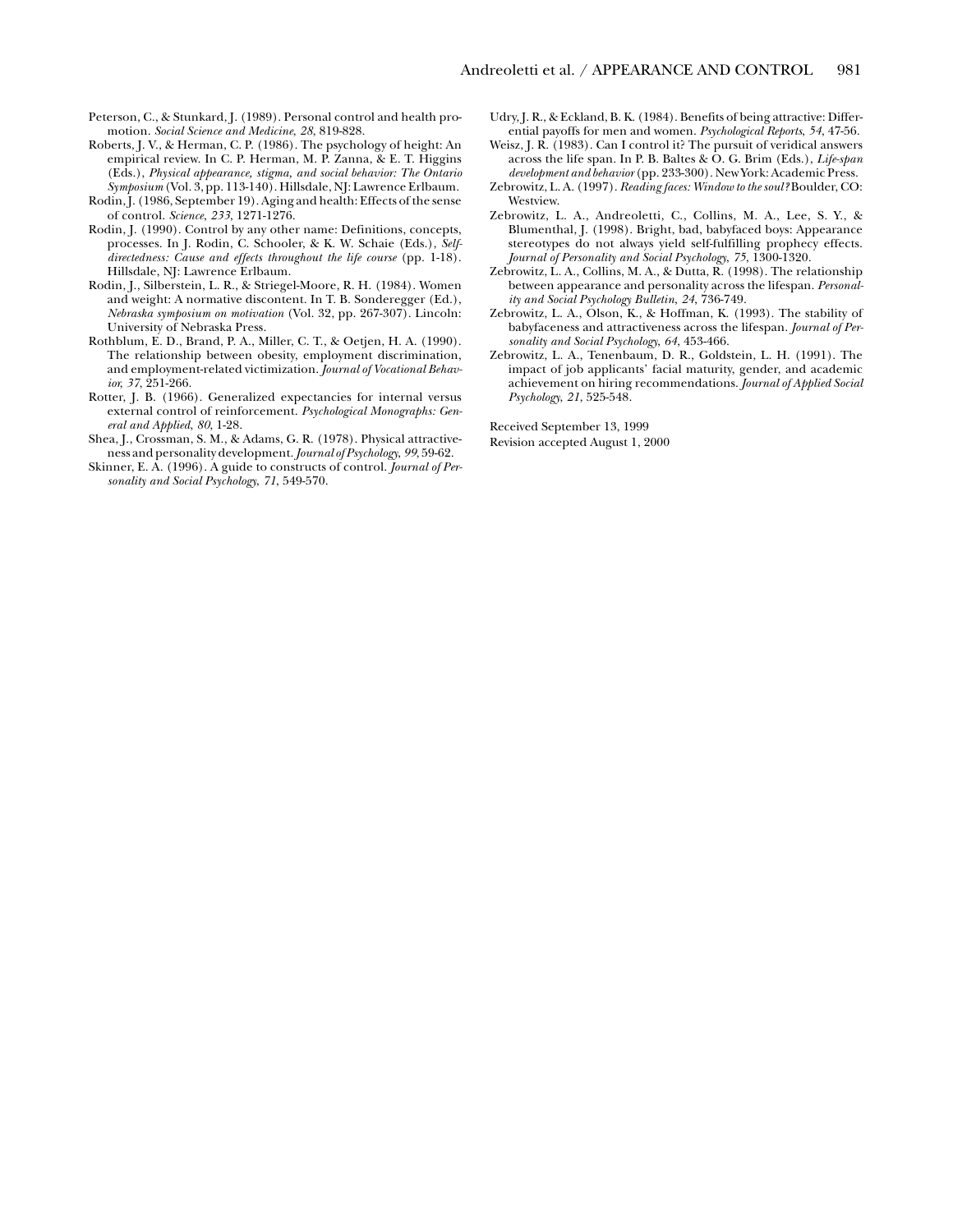Peterson, C., & Stunkard, J. (1989). Personal control and health promotion. *Social Science and Medicine*, *28*, 819-828.

Roberts, J. V., & Herman, C. P. (1986). The psychology of height: An empirical review. In C. P. Herman, M. P. Zanna, & E. T. Higgins (Eds.), *Physical appearance, stigma, and social behavior: The Ontario Symposium* (Vol. 3, pp. 113-140). Hillsdale, NJ: Lawrence Erlbaum.

Rodin, J. (1986, September 19). Aging and health: Effects of the sense of control. *Science*, *233*, 1271-1276.

Rodin, J. (1990). Control by any other name: Definitions, concepts, processes. In J. Rodin, C. Schooler, & K. W. Schaie (Eds.), *Self-directedness: Cause and effects throughout the life course* (pp. 1-18). Hillsdale, NJ: Lawrence Erlbaum.

Rodin, J., Silberstein, L. R., & Striegel-Moore, R. H. (1984). Women and weight: A normative discontent. In T. B. Sonderegger (Ed.), *Nebraska symposium on motivation* (Vol. 32, pp. 267-307). Lincoln: University of Nebraska Press.

Rothblum, E. D., Brand, P. A., Miller, C. T., & Oetjen, H. A. (1990). The relationship between obesity, employment discrimination, and employment-related victimization. *Journal of Vocational Behavior*, *37*, 251-266.

Rotter, J. B. (1966). Generalized expectancies for internal versus external control of reinforcement. *Psychological Monographs: General and Applied*, *80*, 1-28.

Shea, J., Crossman, S. M., & Adams, G. R. (1978). Physical attractiveness and personality development. *Journal of Psychology*, *99*, 59-62.

Skinner, E. A. (1996). A guide to constructs of control. *Journal of Personality and Social Psychology*, *71*, 549-570.

Udry, J. R., & Eckland, B. K. (1984). Benefits of being attractive: Differential payoffs for men and women. *Psychological Reports*, *54*, 47-56.

Weisz, J. R. (1983). Can I control it? The pursuit of veridical answers across the life span. In P. B. Baltes & O. G. Brim (Eds.), *Life-span development and behavior* (pp. 233-300). New York: Academic Press.

Zebrowitz, L. A. (1997). *Reading faces: Window to the soul?* Boulder, CO: Westview.

Zebrowitz, L. A., Andreoletti, C., Collins, M. A., Lee, S. Y., & Blumenthal, J. (1998). Bright, bad, babyfaced boys: Appearance stereotypes do not always yield self-fulfilling prophecy effects. *Journal of Personality and Social Psychology*, *75*, 1300-1320.

Zebrowitz, L. A., Collins, M. A., & Dutta, R. (1998). The relationship between appearance and personality across the lifespan. *Personality and Social Psychology Bulletin*, *24*, 736-749.

Zebrowitz, L. A., Olson, K., & Hoffman, K. (1993). The stability of babyfaceness and attractiveness across the lifespan. *Journal of Personality and Social Psychology*, *64*, 453-466.

Zebrowitz, L. A., Tenenbaum, D. R., Goldstein, L. H. (1991). The impact of job applicants' facial maturity, gender, and academic achievement on hiring recommendations. *Journal of Applied Social Psychology*, *21*, 525-548.

Received September 13, 1999

Revision accepted August 1, 2000